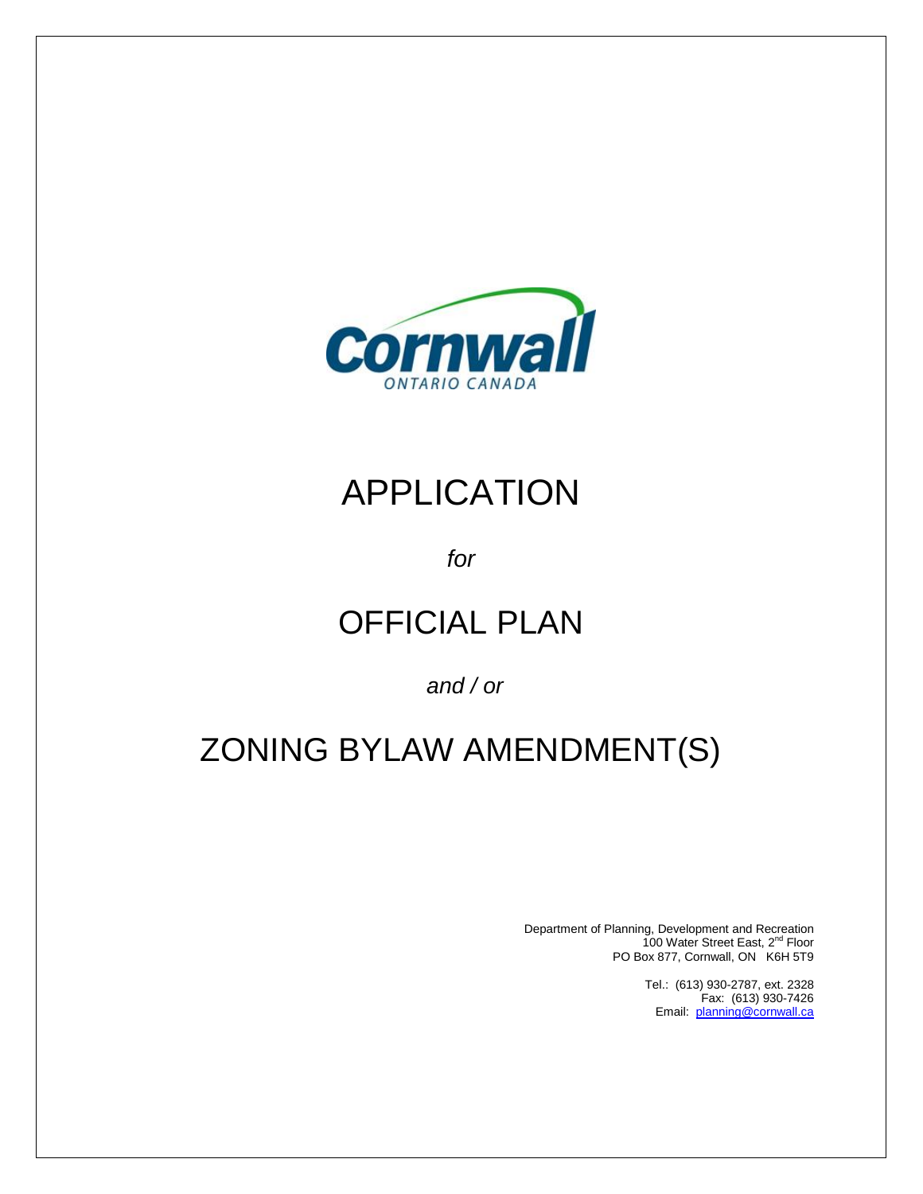Cornwall

ONTARIO CANADA

# APPLICATION

*for*

# OFFICIAL PLAN

*and / or*

# ZONING BYLAW AMENDMENT(S)

Department of Planning, Development and Recreation
100 Water Street East, 2nd Floor
PO Box 877, Cornwall, ON K6H 5T9

Tel.: (613) 930-2787, ext. 2328
Fax: (613) 930-7426
Email: planning@cornwall.ca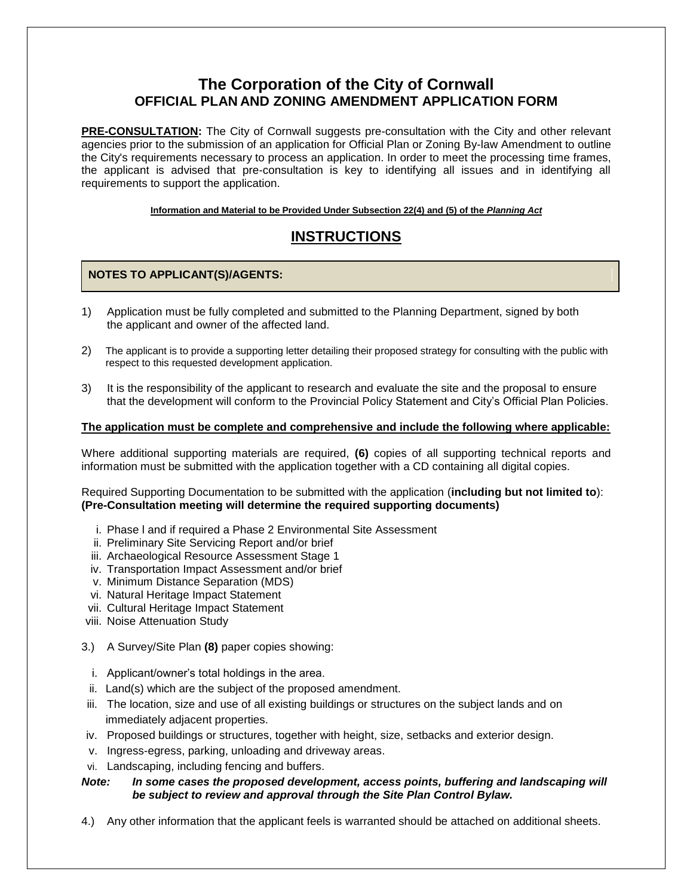# The Corporation of the City of Cornwall
## OFFICIAL PLAN AND ZONING AMENDMENT APPLICATION FORM

**PRE-CONSULTATION:** The City of Cornwall suggests pre-consultation with the City and other relevant agencies prior to the submission of an application for Official Plan or Zoning By-law Amendment to outline the City's requirements necessary to process an application. In order to meet the processing time frames, the applicant is advised that pre-consultation is key to identifying all issues and in identifying all requirements to support the application.

**Information and Material to be Provided Under Subsection 22(4) and (5) of the *Planning Act***

## INSTRUCTIONS

**NOTES TO APPLICANT(S)/AGENTS:**

1) Application must be fully completed and submitted to the Planning Department, signed by both the applicant and owner of the affected land.

2) The applicant is to provide a supporting letter detailing their proposed strategy for consulting with the public with respect to this requested development application.

3) It is the responsibility of the applicant to research and evaluate the site and the proposal to ensure that the development will conform to the Provincial Policy Statement and City's Official Plan Policies.

**The application must be complete and comprehensive and include the following where applicable:**

Where additional supporting materials are required, **(6)** copies of all supporting technical reports and information must be submitted with the application together with a CD containing all digital copies.

Required Supporting Documentation to be submitted with the application (**including but not limited to**):
**(Pre-Consultation meeting will determine the required supporting documents)**

i. Phase l and if required a Phase 2 Environmental Site Assessment
ii. Preliminary Site Servicing Report and/or brief
iii. Archaeological Resource Assessment Stage 1
iv. Transportation Impact Assessment and/or brief
v. Minimum Distance Separation (MDS)
vi. Natural Heritage Impact Statement
vii. Cultural Heritage Impact Statement
viii. Noise Attenuation Study

3.) A Survey/Site Plan **(8)** paper copies showing:

i. Applicant/owner's total holdings in the area.
ii. Land(s) which are the subject of the proposed amendment.
iii. The location, size and use of all existing buildings or structures on the subject lands and on immediately adjacent properties.
iv. Proposed buildings or structures, together with height, size, setbacks and exterior design.
v. Ingress-egress, parking, unloading and driveway areas.
vi. Landscaping, including fencing and buffers.

***Note:*** ***In some cases the proposed development, access points, buffering and landscaping will be subject to review and approval through the Site Plan Control Bylaw.***

4.) Any other information that the applicant feels is warranted should be attached on additional sheets.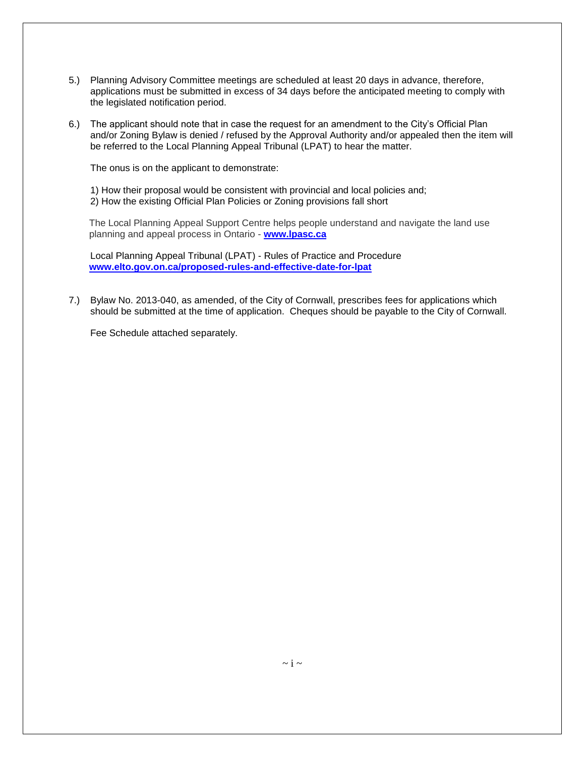5.) Planning Advisory Committee meetings are scheduled at least 20 days in advance, therefore, applications must be submitted in excess of 34 days before the anticipated meeting to comply with the legislated notification period.

6.) The applicant should note that in case the request for an amendment to the City's Official Plan and/or Zoning Bylaw is denied / refused by the Approval Authority and/or appealed then the item will be referred to the Local Planning Appeal Tribunal (LPAT) to hear the matter.

The onus is on the applicant to demonstrate:

1) How their proposal would be consistent with provincial and local policies and;
2) How the existing Official Plan Policies or Zoning provisions fall short

The Local Planning Appeal Support Centre helps people understand and navigate the land use planning and appeal process in Ontario - **www.lpasc.ca**

Local Planning Appeal Tribunal (LPAT) - Rules of Practice and Procedure
**www.elto.gov.on.ca/proposed-rules-and-effective-date-for-lpat**

7.) Bylaw No. 2013-040, as amended, of the City of Cornwall, prescribes fees for applications which should be submitted at the time of application. Cheques should be payable to the City of Cornwall.

Fee Schedule attached separately.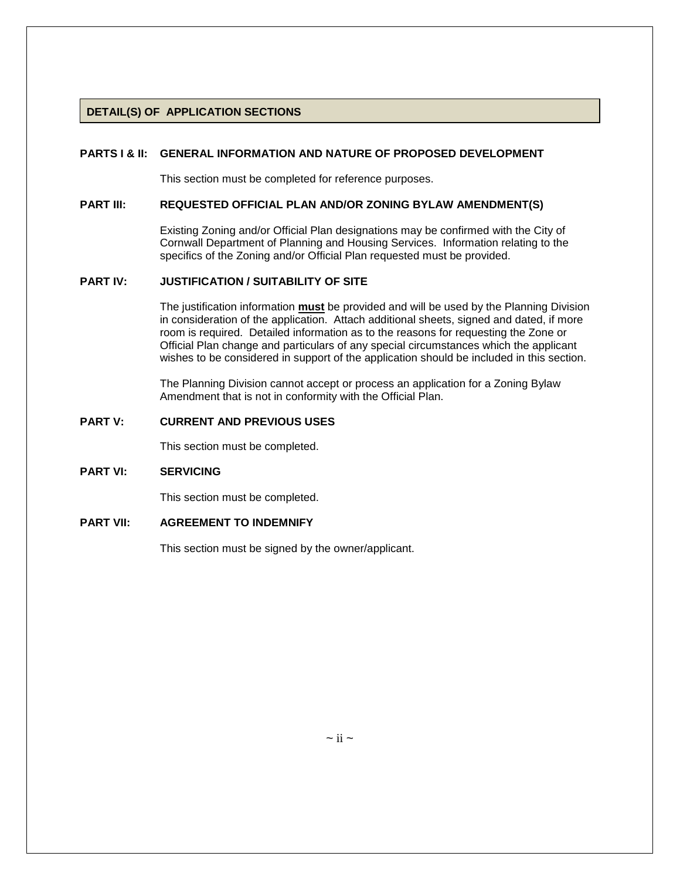## DETAIL(S) OF APPLICATION SECTIONS

**PARTS I & II: GENERAL INFORMATION AND NATURE OF PROPOSED DEVELOPMENT**

This section must be completed for reference purposes.

**PART III: REQUESTED OFFICIAL PLAN AND/OR ZONING BYLAW AMENDMENT(S)**

Existing Zoning and/or Official Plan designations may be confirmed with the City of Cornwall Department of Planning and Housing Services. Information relating to the specifics of the Zoning and/or Official Plan requested must be provided.

**PART IV: JUSTIFICATION / SUITABILITY OF SITE**

The justification information **must** be provided and will be used by the Planning Division in consideration of the application. Attach additional sheets, signed and dated, if more room is required. Detailed information as to the reasons for requesting the Zone or Official Plan change and particulars of any special circumstances which the applicant wishes to be considered in support of the application should be included in this section.

The Planning Division cannot accept or process an application for a Zoning Bylaw Amendment that is not in conformity with the Official Plan.

**PART V: CURRENT AND PREVIOUS USES**

This section must be completed.

**PART VI: SERVICING**

This section must be completed.

**PART VII: AGREEMENT TO INDEMNIFY**

This section must be signed by the owner/applicant.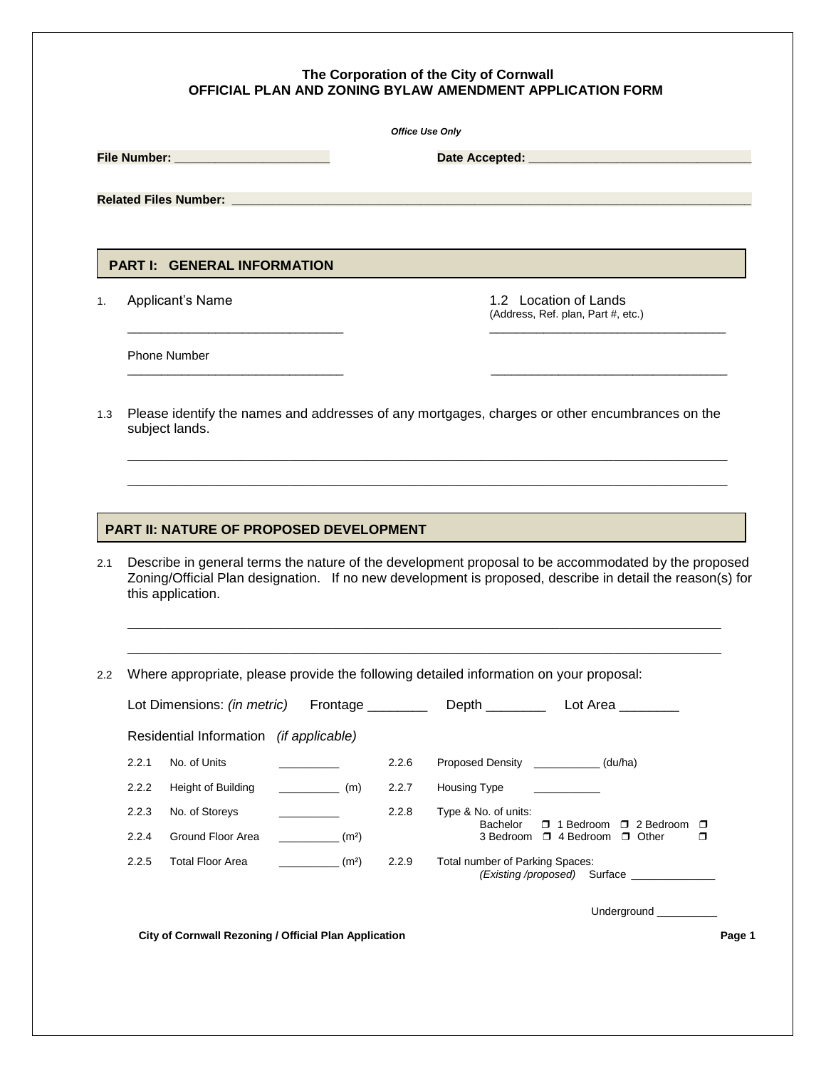**The Corporation of the City of Cornwall**
**OFFICIAL PLAN AND ZONING BYLAW AMENDMENT APPLICATION FORM**

***Office Use Only***

**File Number:** ______________________ **Date Accepted:** ________________________________

**Related Files Number:** ________________________________________________________________

## PART I: GENERAL INFORMATION

1. Applicant's Name ______________________________

   Phone Number ______________________________

1.2 Location of Lands
(Address, Ref. plan, Part #, etc.)
__________________________________
__________________________________

1.3 Please identify the names and addresses of any mortgages, charges or other encumbrances on the subject lands.

______________________________________________________________________________

______________________________________________________________________________

## PART II: NATURE OF PROPOSED DEVELOPMENT

2.1 Describe in general terms the nature of the development proposal to be accommodated by the proposed Zoning/Official Plan designation. If no new development is proposed, describe in detail the reason(s) for this application.

______________________________________________________________________________

______________________________________________________________________________

2.2 Where appropriate, please provide the following detailed information on your proposal:

Lot Dimensions: *(in metric)* Frontage ________ Depth ________ Lot Area ________

Residential Information *(if applicable)*

| | | | | | |
|---|---|---|---|---|---|
| 2.2.1 | No. of Units | __________ | 2.2.6 | Proposed Density | ___________ (du/ha) |
| 2.2.2 | Height of Building | __________ (m) | 2.2.7 | Housing Type | ___________ |
| 2.2.3 | No. of Storeys | __________ | 2.2.8 | Type & No. of units: | Bachelor ❐ 1 Bedroom ❐ 2 Bedroom ❐ 3 Bedroom ❐ 4 Bedroom ❐ Other ❐ |
| 2.2.4 | Ground Floor Area | __________ ($m^2$) | | | |
| 2.2.5 | Total Floor Area | __________ ($m^2$) | 2.2.9 | Total number of Parking Spaces: *(Existing /proposed)* | Surface ______________ Underground __________ |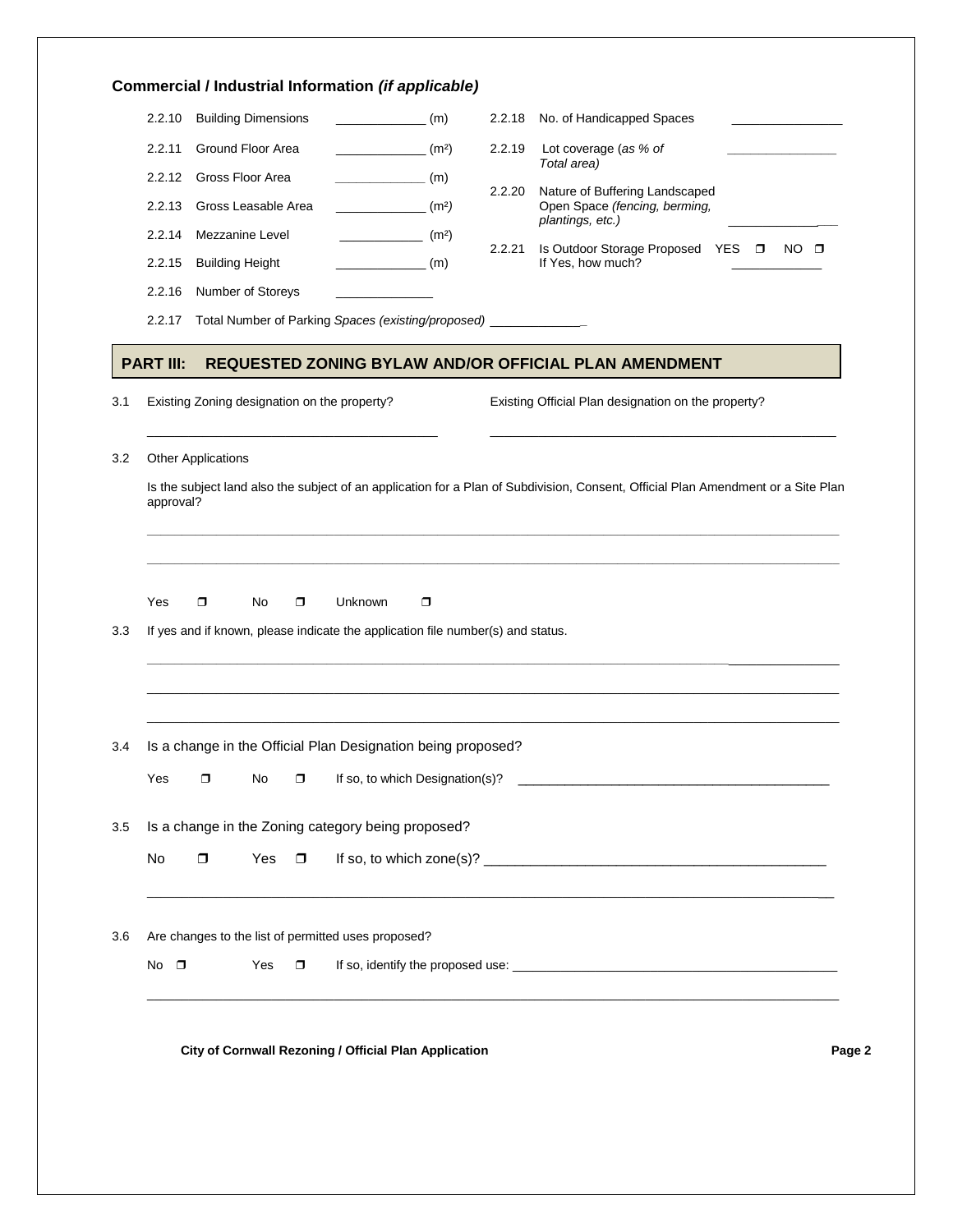## Commercial / Industrial Information *(if applicable)*

2.2.10 Building Dimensions ____________ (m)

2.2.11 Ground Floor Area ____________ ($m^2$)

2.2.12 Gross Floor Area ____________ (m)

2.2.13 Gross Leasable Area ____________ ($m^2$)

2.2.14 Mezzanine Level ____________ ($m^2$)

2.2.15 Building Height ____________ (m)

2.2.16 Number of Storeys ____________

2.2.17 Total Number of Parking *Spaces (existing/proposed)* ____________

2.2.18 No. of Handicapped Spaces ____________

2.2.19 Lot coverage (*as % of Total area)* ____________

2.2.20 Nature of Buffering Landscaped Open Space *(fencing, berming, plantings, etc.)* ____________

2.2.21 Is Outdoor Storage Proposed YES ❒ NO ❒
If Yes, how much? ____________

## PART III: REQUESTED ZONING BYLAW AND/OR OFFICIAL PLAN AMENDMENT

3.1 Existing Zoning designation on the property? ________________________

Existing Official Plan designation on the property? ________________________

3.2 Other Applications

Is the subject land also the subject of an application for a Plan of Subdivision, Consent, Official Plan Amendment or a Site Plan approval?

________________________________________________________________________

________________________________________________________________________

Yes ❒ No ❒ Unknown ❒

3.3 If yes and if known, please indicate the application file number(s) and status.

________________________________________________________________________

________________________________________________________________________

________________________________________________________________________

3.4 Is a change in the Official Plan Designation being proposed?

Yes ❒ No ❒ If so, to which Designation(s)? ________________________

3.5 Is a change in the Zoning category being proposed?

No ❒ Yes ❒ If so, to which zone(s)? ________________________

________________________________________________________________________

3.6 Are changes to the list of permitted uses proposed?

No ❒ Yes ❒ If so, identify the proposed use: ________________________

________________________________________________________________________

**City of Cornwall Rezoning / Official Plan Application**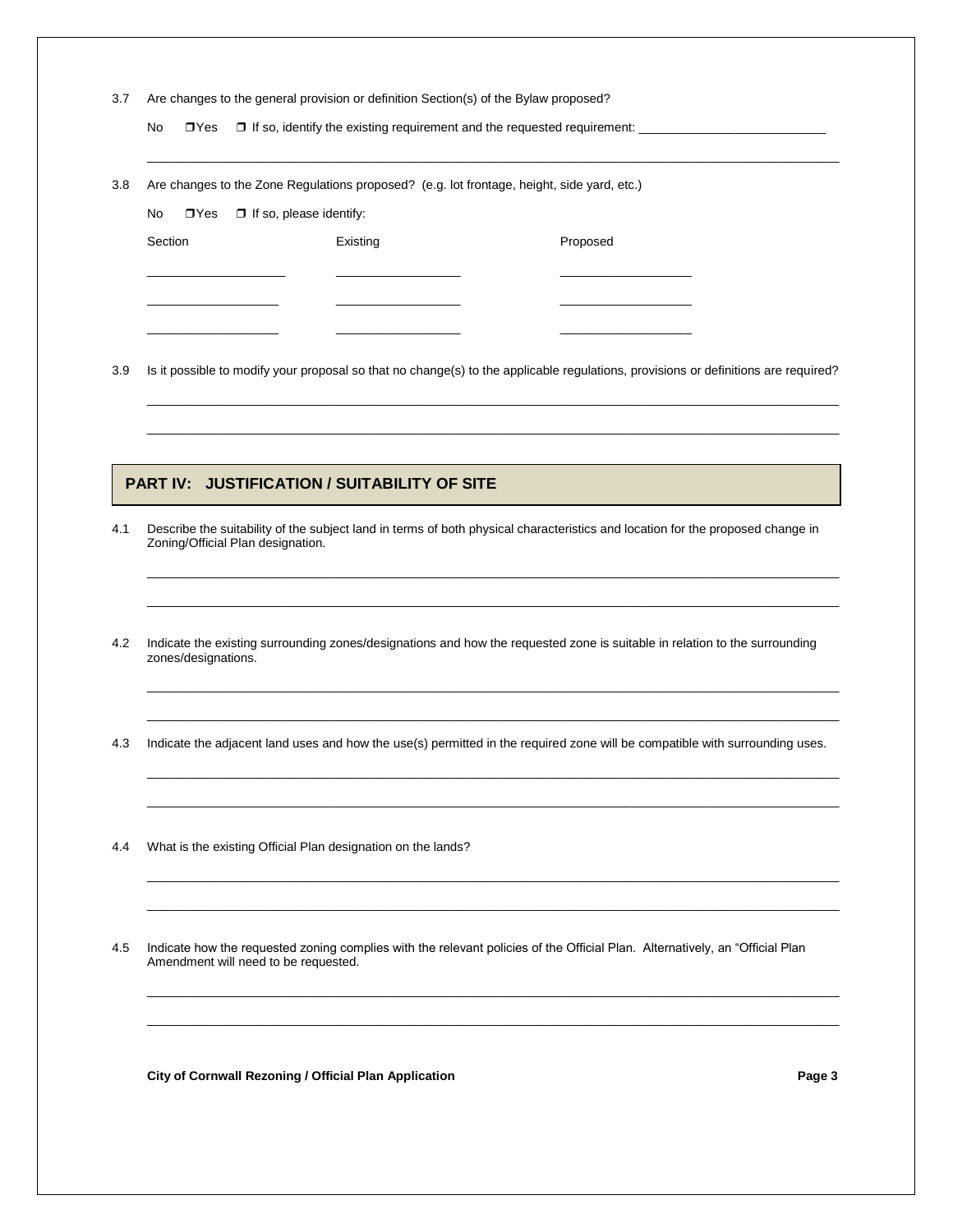3.7 Are changes to the general provision or definition Section(s) of the Bylaw proposed?

No ❒Yes ❒ If so, identify the existing requirement and the requested requirement: ___________________________

_____________________________________________________________________________________________

3.8 Are changes to the Zone Regulations proposed? (e.g. lot frontage, height, side yard, etc.)

No ❒Yes ❒ If so, please identify:

| Section | Existing | Proposed |
|---|---|---|
| ___________________ | _________________ | __________________ |
| __________________ | _________________ | __________________ |
| __________________ | _________________ | __________________ |

3.9 Is it possible to modify your proposal so that no change(s) to the applicable regulations, provisions or definitions are required?

_____________________________________________________________________________________________

_____________________________________________________________________________________________

## PART IV: JUSTIFICATION / SUITABILITY OF SITE

4.1 Describe the suitability of the subject land in terms of both physical characteristics and location for the proposed change in Zoning/Official Plan designation.

_____________________________________________________________________________________________

_____________________________________________________________________________________________

4.2 Indicate the existing surrounding zones/designations and how the requested zone is suitable in relation to the surrounding zones/designations.

_____________________________________________________________________________________________

_____________________________________________________________________________________________

4.3 Indicate the adjacent land uses and how the use(s) permitted in the required zone will be compatible with surrounding uses.

_____________________________________________________________________________________________

_____________________________________________________________________________________________

4.4 What is the existing Official Plan designation on the lands?

_____________________________________________________________________________________________

_____________________________________________________________________________________________

4.5 Indicate how the requested zoning complies with the relevant policies of the Official Plan. Alternatively, an "Official Plan Amendment will need to be requested.

_____________________________________________________________________________________________

_____________________________________________________________________________________________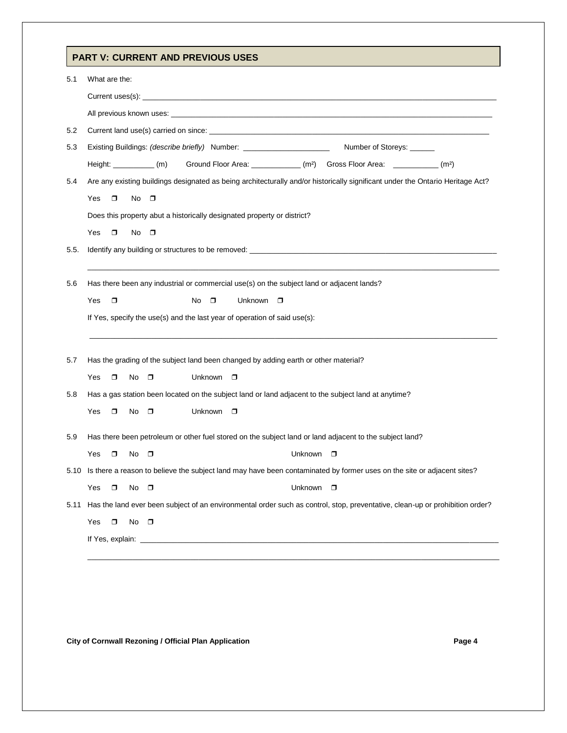## PART V: CURRENT AND PREVIOUS USES

5.1 What are the:

Current uses(s): ______________________________________________

All previous known uses: ______________________________________________

5.2 Current land use(s) carried on since: ______________________________________________

5.3 Existing Buildings: *(describe briefly)* Number: ____________________ Number of Storeys: ______

Height: __________ (m) Ground Floor Area: ____________ (m²) Gross Floor Area: ___________ (m²)

5.4 Are any existing buildings designated as being architecturally and/or historically significant under the Ontario Heritage Act?

Yes ❒ No ❒

Does this property abut a historically designated property or district?

Yes ❒ No ❒

5.5. Identify any building or structures to be removed: ______________________________________________

______________________________________________

5.6 Has there been any industrial or commercial use(s) on the subject land or adjacent lands?

Yes ❒ No ❒ Unknown ❒

If Yes, specify the use(s) and the last year of operation of said use(s):

______________________________________________

5.7 Has the grading of the subject land been changed by adding earth or other material?

Yes ❒ No ❒ Unknown ❒

5.8 Has a gas station been located on the subject land or land adjacent to the subject land at anytime?

Yes ❒ No ❒ Unknown ❒

5.9 Has there been petroleum or other fuel stored on the subject land or land adjacent to the subject land?

Yes ❒ No ❒ Unknown ❒

5.10 Is there a reason to believe the subject land may have been contaminated by former uses on the site or adjacent sites?

Yes ❒ No ❒ Unknown ❒

5.11 Has the land ever been subject of an environmental order such as control, stop, preventative, clean-up or prohibition order?

Yes ❒ No ❒

If Yes, explain: ______________________________________________

______________________________________________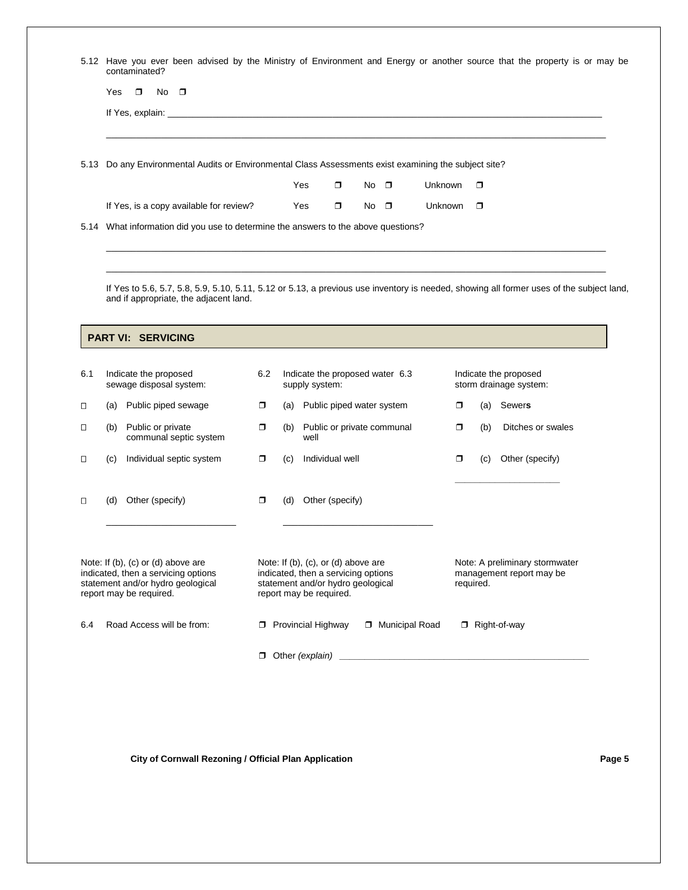5.12 Have you ever been advised by the Ministry of Environment and Energy or another source that the property is or may be contaminated?

Yes ☐ No ☐

If Yes, explain: ____________________________________________________________________________

____________________________________________________________________________

5.13 Do any Environmental Audits or Environmental Class Assessments exist examining the subject site?

Yes ☐ No ☐ Unknown ☐

If Yes, is a copy available for review? Yes ☐ No ☐ Unknown ☐

5.14 What information did you use to determine the answers to the above questions?

____________________________________________________________________________

____________________________________________________________________________

If Yes to 5.6, 5.7, 5.8, 5.9, 5.10, 5.11, 5.12 or 5.13, a previous use inventory is needed, showing all former uses of the subject land, and if appropriate, the adjacent land.

## PART VI: SERVICING

6.1 Indicate the proposed sewage disposal system:

- ☐ (a) Public piped sewage
- ☐ (b) Public or private communal septic system
- ☐ (c) Individual septic system
- ☐ (d) Other (specify) ____________________

Note: If (b), (c) or (d) above are indicated, then a servicing options statement and/or hydro geological report may be required.

6.2 Indicate the proposed water supply system:

- ☐ (a) Public piped water system
- ☐ (b) Public or private communal well
- ☐ (c) Individual well
- ☐ (d) Other (specify) ____________________

Note: If (b), (c), or (d) above are indicated, then a servicing options statement and/or hydro geological report may be required.

6.3 Indicate the proposed storm drainage system:

- ☐ (a) Sewer**s**
- ☐ (b) Ditches or swales
- ☐ (c) Other (specify) ____________________

Note: A preliminary stormwater management report may be required.

6.4 Road Access will be from: ☐ Provincial Highway ☐ Municipal Road ☐ Right-of-way

☐ Other *(explain)* ____________________________________________

**City of Cornwall Rezoning / Official Plan Application**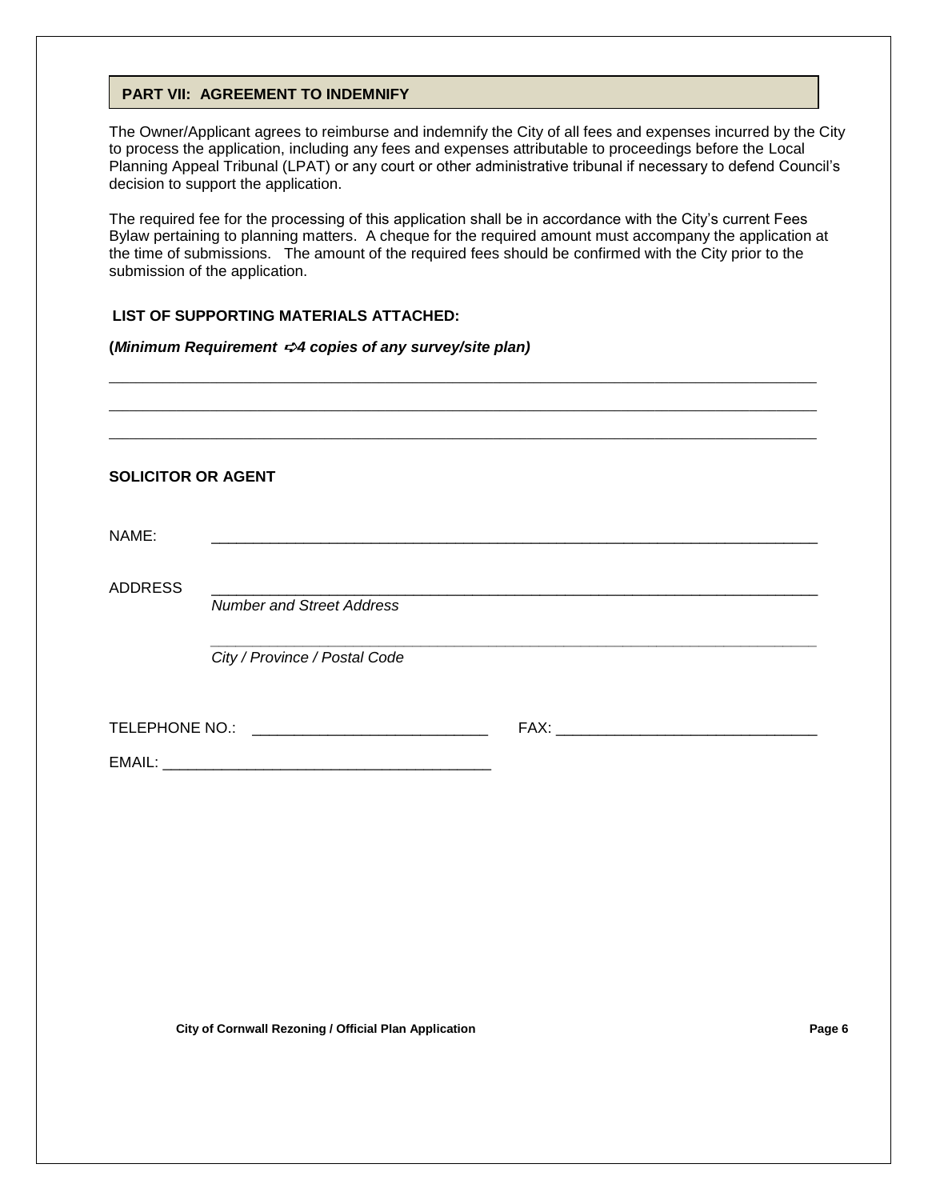## PART VII: AGREEMENT TO INDEMNIFY

The Owner/Applicant agrees to reimburse and indemnify the City of all fees and expenses incurred by the City to process the application, including any fees and expenses attributable to proceedings before the Local Planning Appeal Tribunal (LPAT) or any court or other administrative tribunal if necessary to defend Council's decision to support the application.

The required fee for the processing of this application shall be in accordance with the City's current Fees Bylaw pertaining to planning matters. A cheque for the required amount must accompany the application at the time of submissions. The amount of the required fees should be confirmed with the City prior to the submission of the application.

**LIST OF SUPPORTING MATERIALS ATTACHED:**

**(*Minimum Requirement ➪4 copies of any survey/site plan)***

\_\_\_\_\_\_\_\_\_\_\_\_\_\_\_\_\_\_\_\_\_\_\_\_\_\_\_\_\_\_\_\_\_\_\_\_\_\_\_\_\_\_\_\_\_\_\_\_\_\_\_\_\_\_\_\_\_\_\_\_\_\_\_\_\_\_\_\_\_\_

\_\_\_\_\_\_\_\_\_\_\_\_\_\_\_\_\_\_\_\_\_\_\_\_\_\_\_\_\_\_\_\_\_\_\_\_\_\_\_\_\_\_\_\_\_\_\_\_\_\_\_\_\_\_\_\_\_\_\_\_\_\_\_\_\_\_\_\_\_\_

\_\_\_\_\_\_\_\_\_\_\_\_\_\_\_\_\_\_\_\_\_\_\_\_\_\_\_\_\_\_\_\_\_\_\_\_\_\_\_\_\_\_\_\_\_\_\_\_\_\_\_\_\_\_\_\_\_\_\_\_\_\_\_\_\_\_\_\_\_\_

**SOLICITOR OR AGENT**

NAME: \_\_\_\_\_\_\_\_\_\_\_\_\_\_\_\_\_\_\_\_\_\_\_\_\_\_\_\_\_\_\_\_\_\_\_\_\_\_\_\_\_\_\_\_\_\_\_\_\_\_\_\_\_\_\_\_\_\_\_\_\_\_\_\_

ADDRESS \_\_\_\_\_\_\_\_\_\_\_\_\_\_\_\_\_\_\_\_\_\_\_\_\_\_\_\_\_\_\_\_\_\_\_\_\_\_\_\_\_\_\_\_\_\_\_\_\_\_\_\_\_\_\_\_\_\_\_\_\_\_\_
*Number and Street Address*

\_\_\_\_\_\_\_\_\_\_\_\_\_\_\_\_\_\_\_\_\_\_\_\_\_\_\_\_\_\_\_\_\_\_\_\_\_\_\_\_\_\_\_\_\_\_\_\_\_\_\_\_\_\_\_\_\_\_\_\_\_\_\_
*City / Province / Postal Code*

TELEPHONE NO.: \_\_\_\_\_\_\_\_\_\_\_\_\_\_\_\_\_\_\_\_\_\_\_\_\_\_\_ FAX: \_\_\_\_\_\_\_\_\_\_\_\_\_\_\_\_\_\_\_\_\_\_\_\_\_\_\_\_\_\_

EMAIL: \_\_\_\_\_\_\_\_\_\_\_\_\_\_\_\_\_\_\_\_\_\_\_\_\_\_\_\_\_\_\_\_\_\_\_\_\_\_\_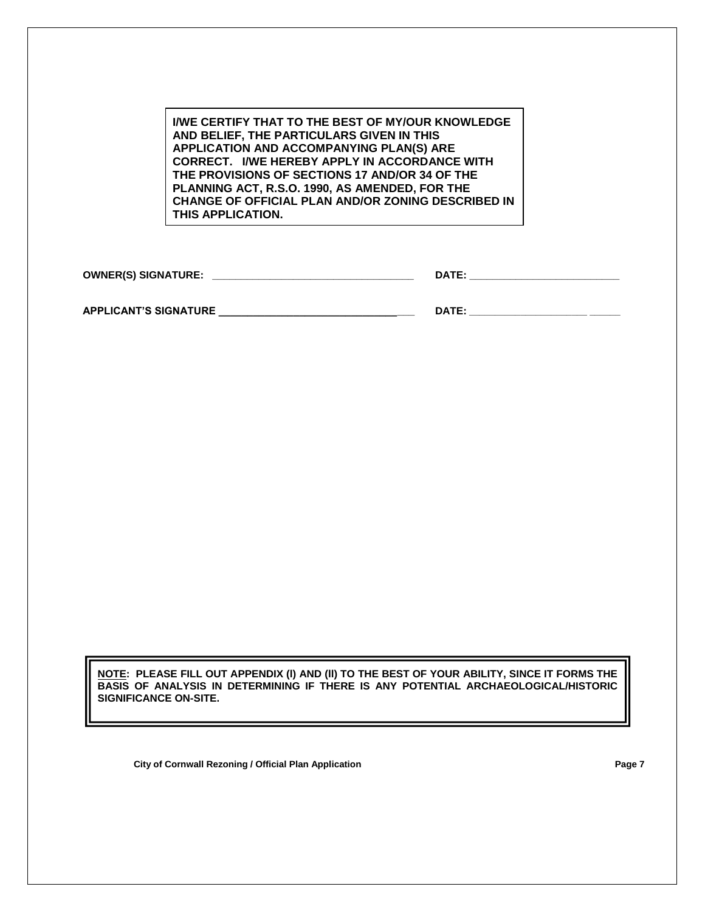**I/WE CERTIFY THAT TO THE BEST OF MY/OUR KNOWLEDGE AND BELIEF, THE PARTICULARS GIVEN IN THIS APPLICATION AND ACCOMPANYING PLAN(S) ARE CORRECT. I/WE HEREBY APPLY IN ACCORDANCE WITH THE PROVISIONS OF SECTIONS 17 AND/OR 34 OF THE PLANNING ACT, R.S.O. 1990, AS AMENDED, FOR THE CHANGE OF OFFICIAL PLAN AND/OR ZONING DESCRIBED IN THIS APPLICATION.**

**OWNER(S) SIGNATURE:** ___________________________________ **DATE:** ___________________________

**APPLICANT'S SIGNATURE** ___________________________________ **DATE:** ___________________________

**NOTE: PLEASE FILL OUT APPENDIX (I) AND (II) TO THE BEST OF YOUR ABILITY, SINCE IT FORMS THE BASIS OF ANALYSIS IN DETERMINING IF THERE IS ANY POTENTIAL ARCHAEOLOGICAL/HISTORIC SIGNIFICANCE ON-SITE.**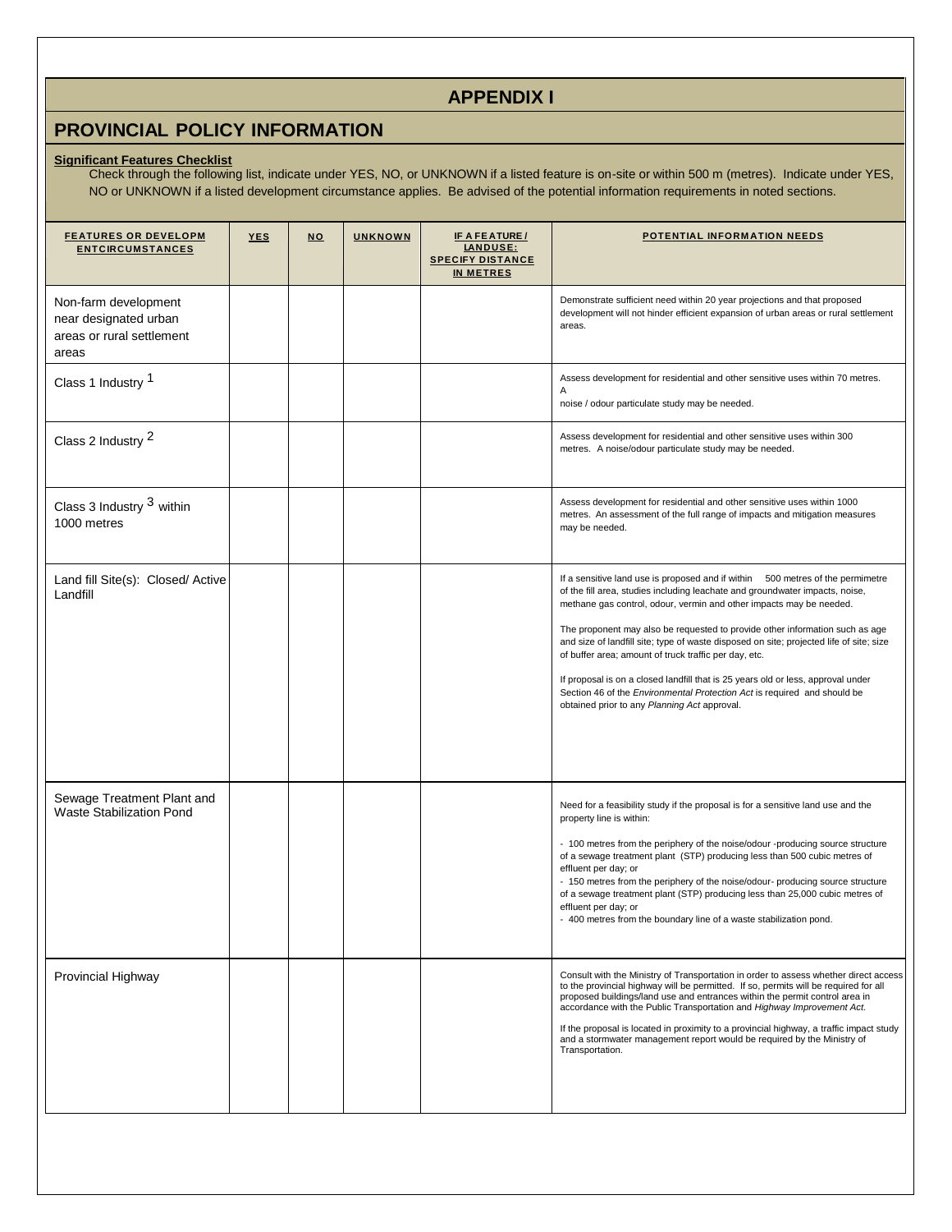# APPENDIX I

## PROVINCIAL POLICY INFORMATION

**Significant Features Checklist**

Check through the following list, indicate under YES, NO, or UNKNOWN if a listed feature is on-site or within 500 m (metres). Indicate under YES, NO or UNKNOWN if a listed development circumstance applies. Be advised of the potential information requirements in noted sections.

| FEATURES OR DEVELOPMENTCIRCUMSTANCES | YES | NO | UNKNOWN | IF A FEATURE / LANDUSE: SPECIFY DISTANCE IN METRES | POTENTIAL INFORMATION NEEDS |
|---|---|---|---|---|---|
| Non-farm development near designated urban areas or rural settlement areas | | | | | Demonstrate sufficient need within 20 year projections and that proposed development will not hinder efficient expansion of urban areas or rural settlement areas. |
| Class 1 Industry [1] | | | | | Assess development for residential and other sensitive uses within 70 metres. A noise / odour particulate study may be needed. |
| Class 2 Industry [2] | | | | | Assess development for residential and other sensitive uses within 300 metres. A noise/odour particulate study may be needed. |
| Class 3 Industry [3] within 1000 metres | | | | | Assess development for residential and other sensitive uses within 1000 metres. An assessment of the full range of impacts and mitigation measures may be needed. |
| Land fill Site(s): Closed/ Active Landfill | | | | | If a sensitive land use is proposed and if within 500 metres of the permimetre of the fill area, studies including leachate and groundwater impacts, noise, methane gas control, odour, vermin and other impacts may be needed.<br><br>The proponent may also be requested to provide other information such as age and size of landfill site; type of waste disposed on site; projected life of site; size of buffer area; amount of truck traffic per day, etc.<br><br>If proposal is on a closed landfill that is 25 years old or less, approval under Section 46 of the *Environmental Protection Act* is required and should be obtained prior to any *Planning Act* approval. |
| Sewage Treatment Plant and Waste Stabilization Pond | | | | | Need for a feasibility study if the proposal is for a sensitive land use and the property line is within:<br><br>- 100 metres from the periphery of the noise/odour -producing source structure of a sewage treatment plant (STP) producing less than 500 cubic metres of effluent per day; or<br>- 150 metres from the periphery of the noise/odour- producing source structure of a sewage treatment plant (STP) producing less than 25,000 cubic metres of effluent per day; or<br>- 400 metres from the boundary line of a waste stabilization pond. |
| Provincial Highway | | | | | Consult with the Ministry of Transportation in order to assess whether direct access to the provincial highway will be permitted. If so, permits will be required for all proposed buildings/land use and entrances within the permit control area in accordance with the Public Transportation and *Highway Improvement Act.*<br><br>If the proposal is located in proximity to a provincial highway, a traffic impact study and a stormwater management report would be required by the Ministry of Transportation. |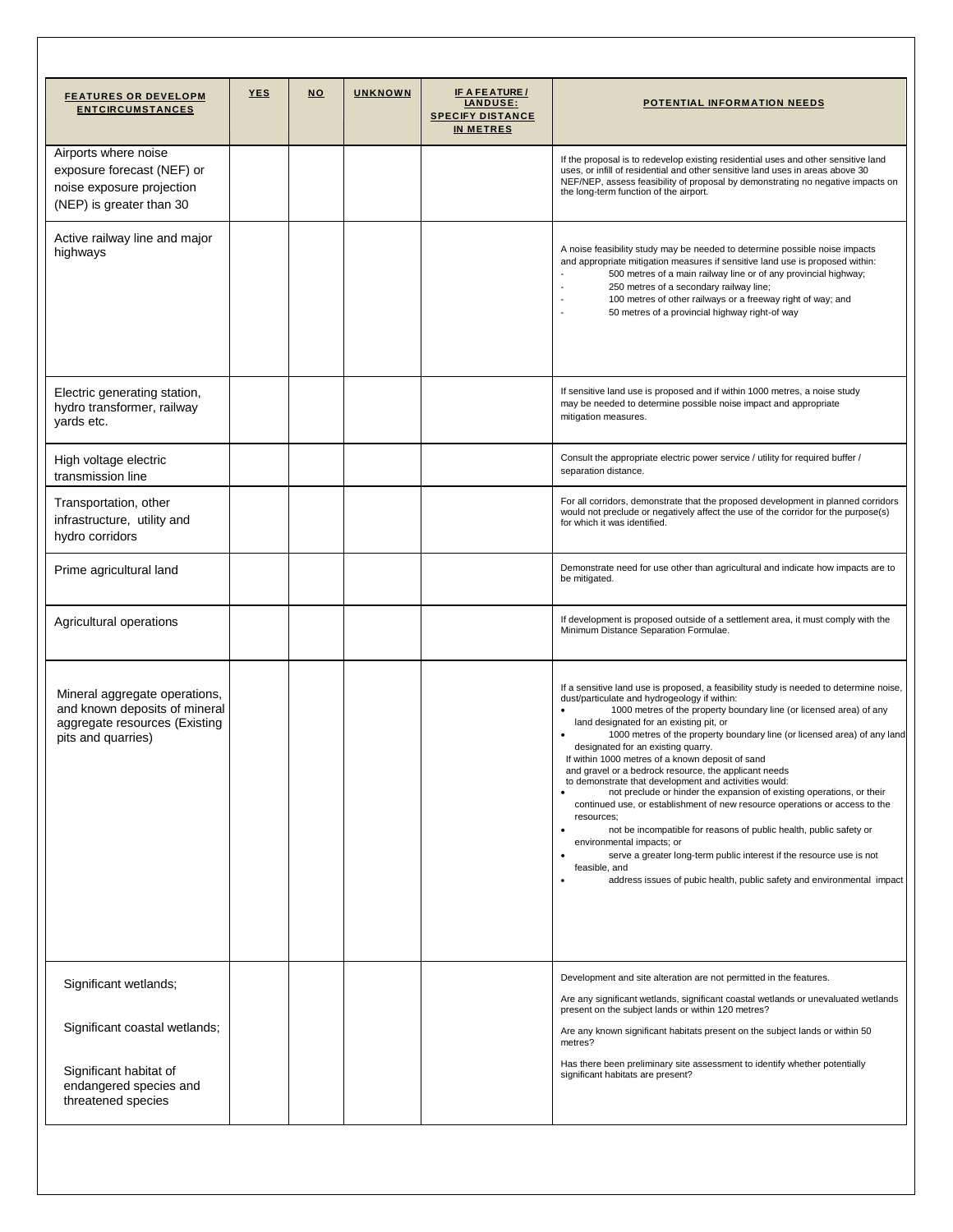| FEATURES OR DEVELOPM ENTCIRCUMSTANCES | YES | NO | UNKNOWN | IF A FEATURE / LANDUSE: SPECIFY DISTANCE IN METRES | POTENTIAL INFORMATION NEEDS |
|---|---|---|---|---|---|
| Airports where noise exposure forecast (NEF) or noise exposure projection (NEP) is greater than 30 | | | | | If the proposal is to redevelop existing residential uses and other sensitive land uses, or infill of residential and other sensitive land uses in areas above 30 NEF/NEP, assess feasibility of proposal by demonstrating no negative impacts on the long-term function of the airport. |
| Active railway line and major highways | | | | | A noise feasibility study may be needed to determine possible noise impacts and appropriate mitigation measures if sensitive land use is proposed within:<br>- 500 metres of a main railway line or of any provincial highway;<br>- 250 metres of a secondary railway line;<br>- 100 metres of other railways or a freeway right of way; and<br>- 50 metres of a provincial highway right-of way |
| Electric generating station, hydro transformer, railway yards etc. | | | | | If sensitive land use is proposed and if within 1000 metres, a noise study may be needed to determine possible noise impact and appropriate mitigation measures. |
| High voltage electric transmission line | | | | | Consult the appropriate electric power service / utility for required buffer / separation distance. |
| Transportation, other infrastructure, utility and hydro corridors | | | | | For all corridors, demonstrate that the proposed development in planned corridors would not preclude or negatively affect the use of the corridor for the purpose(s) for which it was identified. |
| Prime agricultural land | | | | | Demonstrate need for use other than agricultural and indicate how impacts are to be mitigated. |
| Agricultural operations | | | | | If development is proposed outside of a settlement area, it must comply with the Minimum Distance Separation Formulae. |
| Mineral aggregate operations, and known deposits of mineral aggregate resources (Existing pits and quarries) | | | | | If a sensitive land use is proposed, a feasibility study is needed to determine noise, dust/particulate and hydrogeology if within:<br>• 1000 metres of the property boundary line (or licensed area) of any land designated for an existing pit, or<br>• 1000 metres of the property boundary line (or licensed area) of any land designated for an existing quarry.<br>If within 1000 metres of a known deposit of sand and gravel or a bedrock resource, the applicant needs to demonstrate that development and activities would:<br>• not preclude or hinder the expansion of existing operations, or their continued use, or establishment of new resource operations or access to the resources;<br>• not be incompatible for reasons of public health, public safety or environmental impacts; or<br>• serve a greater long-term public interest if the resource use is not feasible, and<br>• address issues of pubic health, public safety and environmental impact |
| Significant wetlands;<br><br>Significant coastal wetlands;<br><br>Significant habitat of endangered species and threatened species | | | | | Development and site alteration are not permitted in the features.<br><br>Are any significant wetlands, significant coastal wetlands or unevaluated wetlands present on the subject lands or within 120 metres?<br><br>Are any known significant habitats present on the subject lands or within 50 metres?<br><br>Has there been preliminary site assessment to identify whether potentially significant habitats are present? |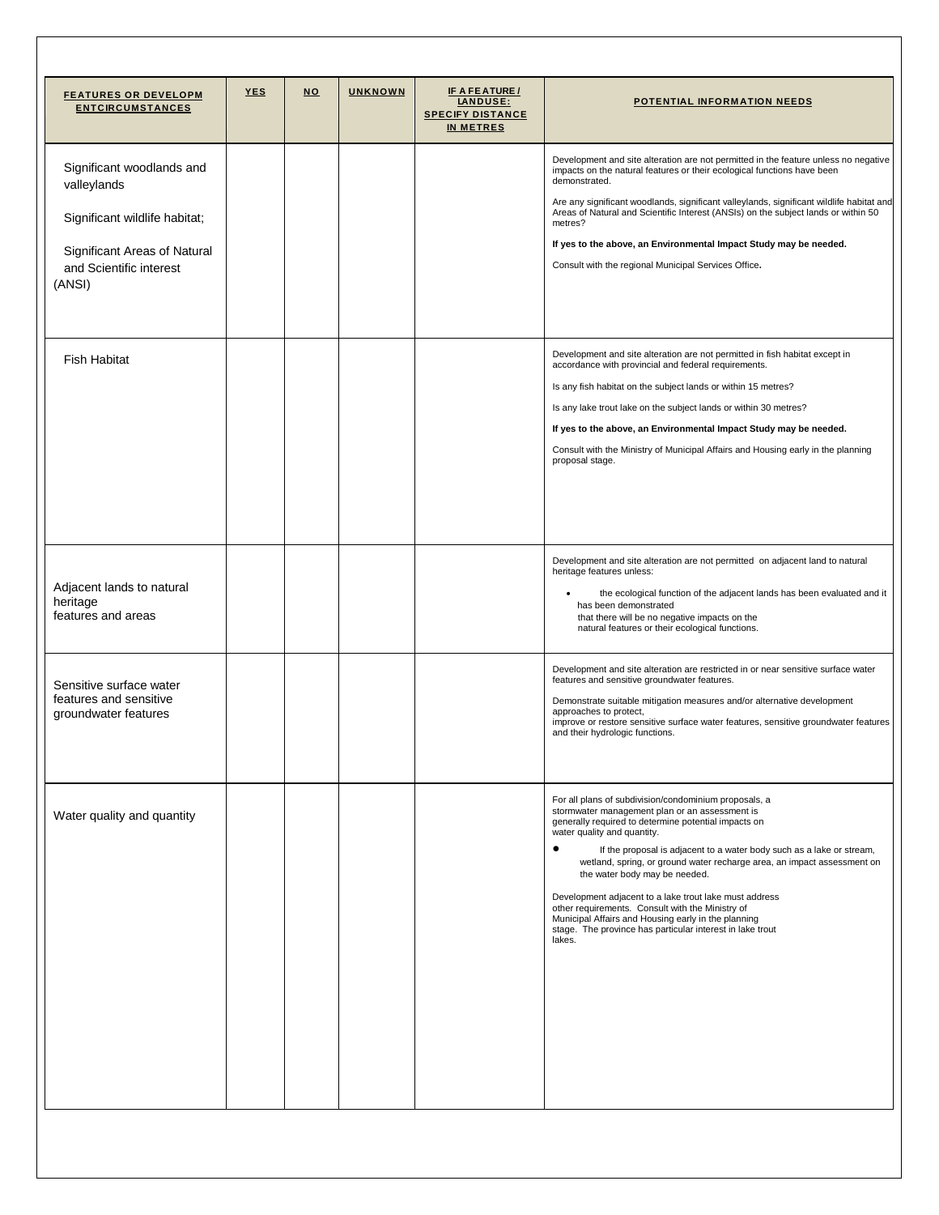| FEATURES OR DEVELOPMENTCIRCUMSTANCES | YES | NO | UNKNOWN | IF A FEATURE / LANDUSE: SPECIFY DISTANCE IN METRES | POTENTIAL INFORMATION NEEDS |
|---|---|---|---|---|---|
| Significant woodlands and valleylands<br><br>Significant wildlife habitat;<br><br>Significant Areas of Natural and Scientific interest (ANSI) | | | | | Development and site alteration are not permitted in the feature unless no negative impacts on the natural features or their ecological functions have been demonstrated.<br><br>Are any significant woodlands, significant valleylands, significant wildlife habitat and Areas of Natural and Scientific Interest (ANSIs) on the subject lands or within 50 metres?<br><br>**If yes to the above, an Environmental Impact Study may be needed.**<br><br>Consult with the regional Municipal Services Office**.** |
| Fish Habitat | | | | | Development and site alteration are not permitted in fish habitat except in accordance with provincial and federal requirements.<br><br>Is any fish habitat on the subject lands or within 15 metres?<br><br>Is any lake trout lake on the subject lands or within 30 metres?<br><br>**If yes to the above, an Environmental Impact Study may be needed.**<br><br>Consult with the Ministry of Municipal Affairs and Housing early in the planning proposal stage. |
| Adjacent lands to natural heritage features and areas | | | | | Development and site alteration are not permitted on adjacent land to natural heritage features unless:<br><br>• the ecological function of the adjacent lands has been evaluated and it has been demonstrated that there will be no negative impacts on the natural features or their ecological functions. |
| Sensitive surface water features and sensitive groundwater features | | | | | Development and site alteration are restricted in or near sensitive surface water features and sensitive groundwater features.<br><br>Demonstrate suitable mitigation measures and/or alternative development approaches to protect, improve or restore sensitive surface water features, sensitive groundwater features and their hydrologic functions. |
| Water quality and quantity | | | | | For all plans of subdivision/condominium proposals, a stormwater management plan or an assessment is generally required to determine potential impacts on water quality and quantity.<br><br>• If the proposal is adjacent to a water body such as a lake or stream, wetland, spring, or ground water recharge area, an impact assessment on the water body may be needed.<br><br>Development adjacent to a lake trout lake must address other requirements. Consult with the Ministry of Municipal Affairs and Housing early in the planning stage. The province has particular interest in lake trout lakes. |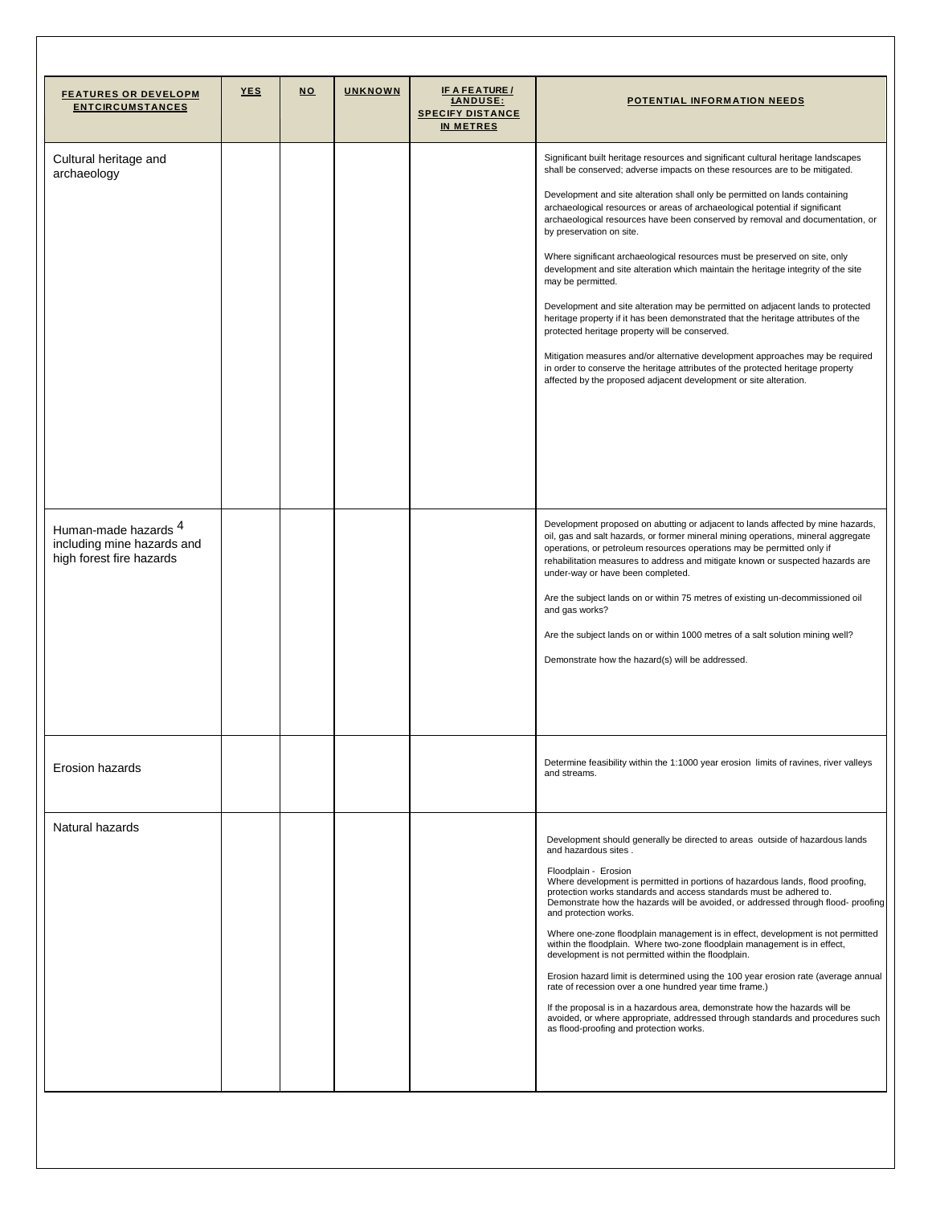| FEATURES OR DEVELOPM ENTCIRCUMSTANCES | YES | NO | UNKNOWN | IF A FEATURE / LANDUSE: SPECIFY DISTANCE IN METRES | POTENTIAL INFORMATION NEEDS |
|---|---|---|---|---|---|
| Cultural heritage and archaeology | | | | | Significant built heritage resources and significant cultural heritage landscapes shall be conserved; adverse impacts on these resources are to be mitigated.<br><br>Development and site alteration shall only be permitted on lands containing archaeological resources or areas of archaeological potential if significant archaeological resources have been conserved by removal and documentation, or by preservation on site.<br><br>Where significant archaeological resources must be preserved on site, only development and site alteration which maintain the heritage integrity of the site may be permitted.<br><br>Development and site alteration may be permitted on adjacent lands to protected heritage property if it has been demonstrated that the heritage attributes of the protected heritage property will be conserved.<br><br>Mitigation measures and/or alternative development approaches may be required in order to conserve the heritage attributes of the protected heritage property affected by the proposed adjacent development or site alteration. |
| Human-made hazards [4] including mine hazards and high forest fire hazards | | | | | Development proposed on abutting or adjacent to lands affected by mine hazards, oil, gas and salt hazards, or former mineral mining operations, mineral aggregate operations, or petroleum resources operations may be permitted only if rehabilitation measures to address and mitigate known or suspected hazards are under-way or have been completed.<br><br>Are the subject lands on or within 75 metres of existing un-decommissioned oil and gas works?<br><br>Are the subject lands on or within 1000 metres of a salt solution mining well?<br><br>Demonstrate how the hazard(s) will be addressed. |
| Erosion hazards | | | | | Determine feasibility within the 1:1000 year erosion limits of ravines, river valleys and streams. |
| Natural hazards | | | | | Development should generally be directed to areas outside of hazardous lands and hazardous sites .<br><br>Floodplain - Erosion<br>Where development is permitted in portions of hazardous lands, flood proofing, protection works standards and access standards must be adhered to. Demonstrate how the hazards will be avoided, or addressed through flood- proofing and protection works.<br><br>Where one-zone floodplain management is in effect, development is not permitted within the floodplain. Where two-zone floodplain management is in effect, development is not permitted within the floodplain.<br><br>Erosion hazard limit is determined using the 100 year erosion rate (average annual rate of recession over a one hundred year time frame.)<br><br>If the proposal is in a hazardous area, demonstrate how the hazards will be avoided, or where appropriate, addressed through standards and procedures such as flood-proofing and protection works. |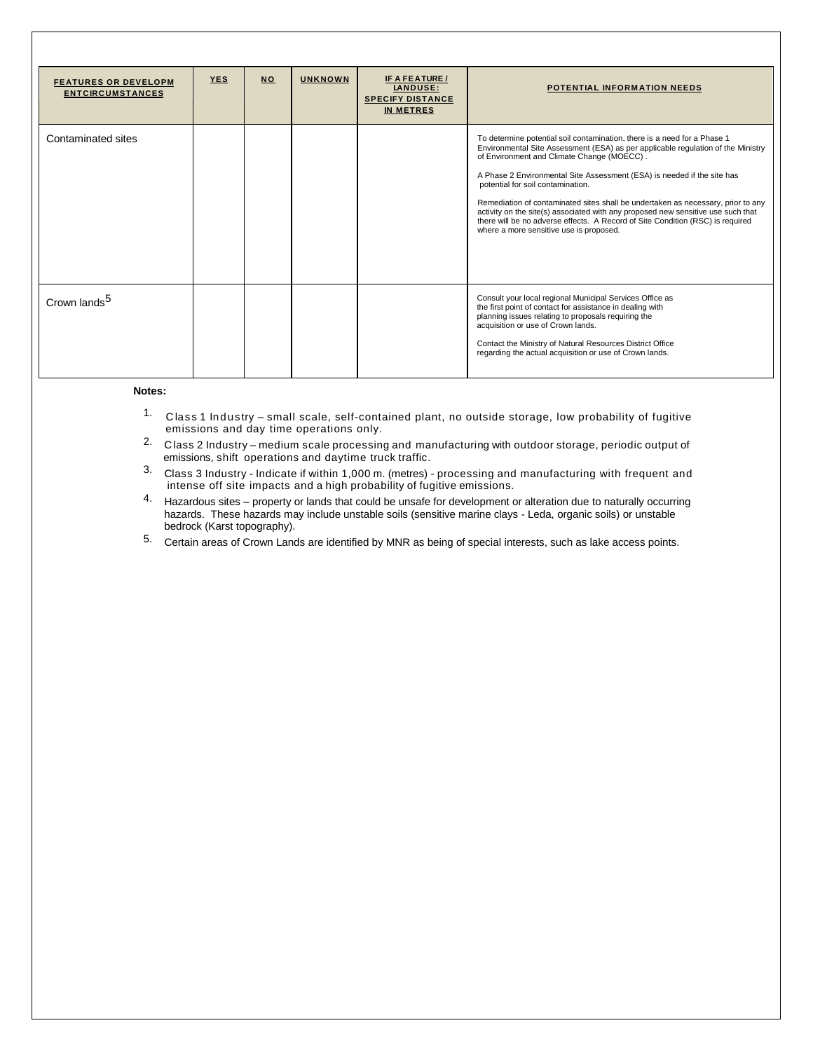| FEATURES OR DEVELOPM ENTCIRCUMSTANCES | YES | NO | UNKNOWN | IF A FEATURE / LANDUSE: SPECIFY DISTANCE IN METRES | POTENTIAL INFORMATION NEEDS |
|---|---|---|---|---|---|
| Contaminated sites | | | | | To determine potential soil contamination, there is a need for a Phase 1 Environmental Site Assessment (ESA) as per applicable regulation of the Ministry of Environment and Climate Change (MOECC) .<br><br>A Phase 2 Environmental Site Assessment (ESA) is needed if the site has potential for soil contamination.<br><br>Remediation of contaminated sites shall be undertaken as necessary, prior to any activity on the site(s) associated with any proposed new sensitive use such that there will be no adverse effects. A Record of Site Condition (RSC) is required where a more sensitive use is proposed. |
| Crown lands[5] | | | | | Consult your local regional Municipal Services Office as the first point of contact for assistance in dealing with planning issues relating to proposals requiring the acquisition or use of Crown lands.<br><br>Contact the Ministry of Natural Resources District Office regarding the actual acquisition or use of Crown lands. |

**Notes:**

1. Class 1 Industry – small scale, self-contained plant, no outside storage, low probability of fugitive emissions and day time operations only.
2. Class 2 Industry – medium scale processing and manufacturing with outdoor storage, periodic output of emissions, shift operations and daytime truck traffic.
3. Class 3 Industry - Indicate if within 1,000 m. (metres) - processing and manufacturing with frequent and intense off site impacts and a high probability of fugitive emissions.
4. Hazardous sites – property or lands that could be unsafe for development or alteration due to naturally occurring hazards. These hazards may include unstable soils (sensitive marine clays - Leda, organic soils) or unstable bedrock (Karst topography).
5. Certain areas of Crown Lands are identified by MNR as being of special interests, such as lake access points.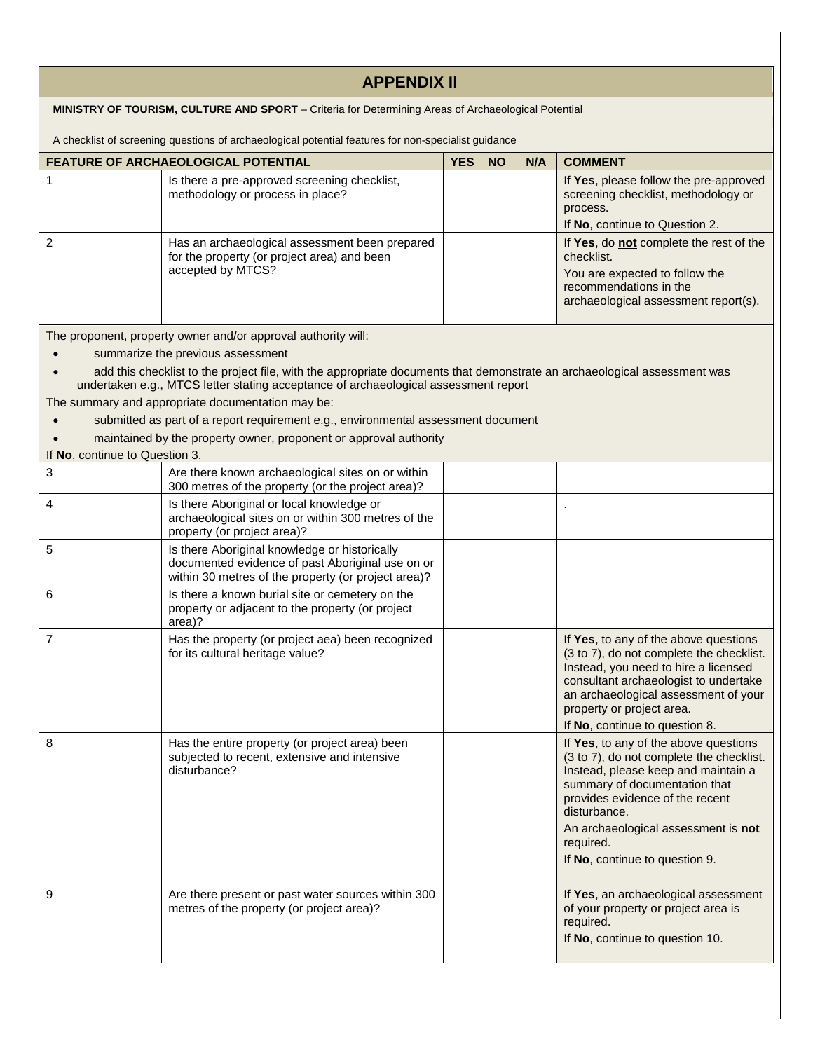## APPENDIX II

**MINISTRY OF TOURISM, CULTURE AND SPORT** – Criteria for Determining Areas of Archaeological Potential

A checklist of screening questions of archaeological potential features for non-specialist guidance

| FEATURE OF ARCHAEOLOGICAL POTENTIAL | | YES | NO | N/A | COMMENT |
|---|---|---|---|---|---|
| 1 | Is there a pre-approved screening checklist, methodology or process in place? | | | | If **Yes**, please follow the pre-approved screening checklist, methodology or process. If **No**, continue to Question 2. |
| 2 | Has an archaeological assessment been prepared for the property (or project area) and been accepted by MTCS? | | | | If **Yes**, do **not** complete the rest of the checklist. You are expected to follow the recommendations in the archaeological assessment report(s). |

The proponent, property owner and/or approval authority will:

- summarize the previous assessment
- add this checklist to the project file, with the appropriate documents that demonstrate an archaeological assessment was undertaken e.g., MTCS letter stating acceptance of archaeological assessment report

The summary and appropriate documentation may be:

- submitted as part of a report requirement e.g., environmental assessment document
- maintained by the property owner, proponent or approval authority

If **No**, continue to Question 3.

| | | YES | NO | N/A | COMMENT |
|---|---|---|---|---|---|
| 3 | Are there known archaeological sites on or within 300 metres of the property (or the project area)? | | | | |
| 4 | Is there Aboriginal or local knowledge or archaeological sites on or within 300 metres of the property (or project area)? | | | | . |
| 5 | Is there Aboriginal knowledge or historically documented evidence of past Aboriginal use on or within 30 metres of the property (or project area)? | | | | |
| 6 | Is there a known burial site or cemetery on the property or adjacent to the property (or project area)? | | | | |
| 7 | Has the property (or project aea) been recognized for its cultural heritage value? | | | | If **Yes**, to any of the above questions (3 to 7), do not complete the checklist. Instead, you need to hire a licensed consultant archaeologist to undertake an archaeological assessment of your property or project area. If **No**, continue to question 8. |
| 8 | Has the entire property (or project area) been subjected to recent, extensive and intensive disturbance? | | | | If **Yes**, to any of the above questions (3 to 7), do not complete the checklist. Instead, please keep and maintain a summary of documentation that provides evidence of the recent disturbance. An archaeological assessment is **not** required. If **No**, continue to question 9. |
| 9 | Are there present or past water sources within 300 metres of the property (or project area)? | | | | If **Yes**, an archaeological assessment of your property or project area is required. If **No**, continue to question 10. |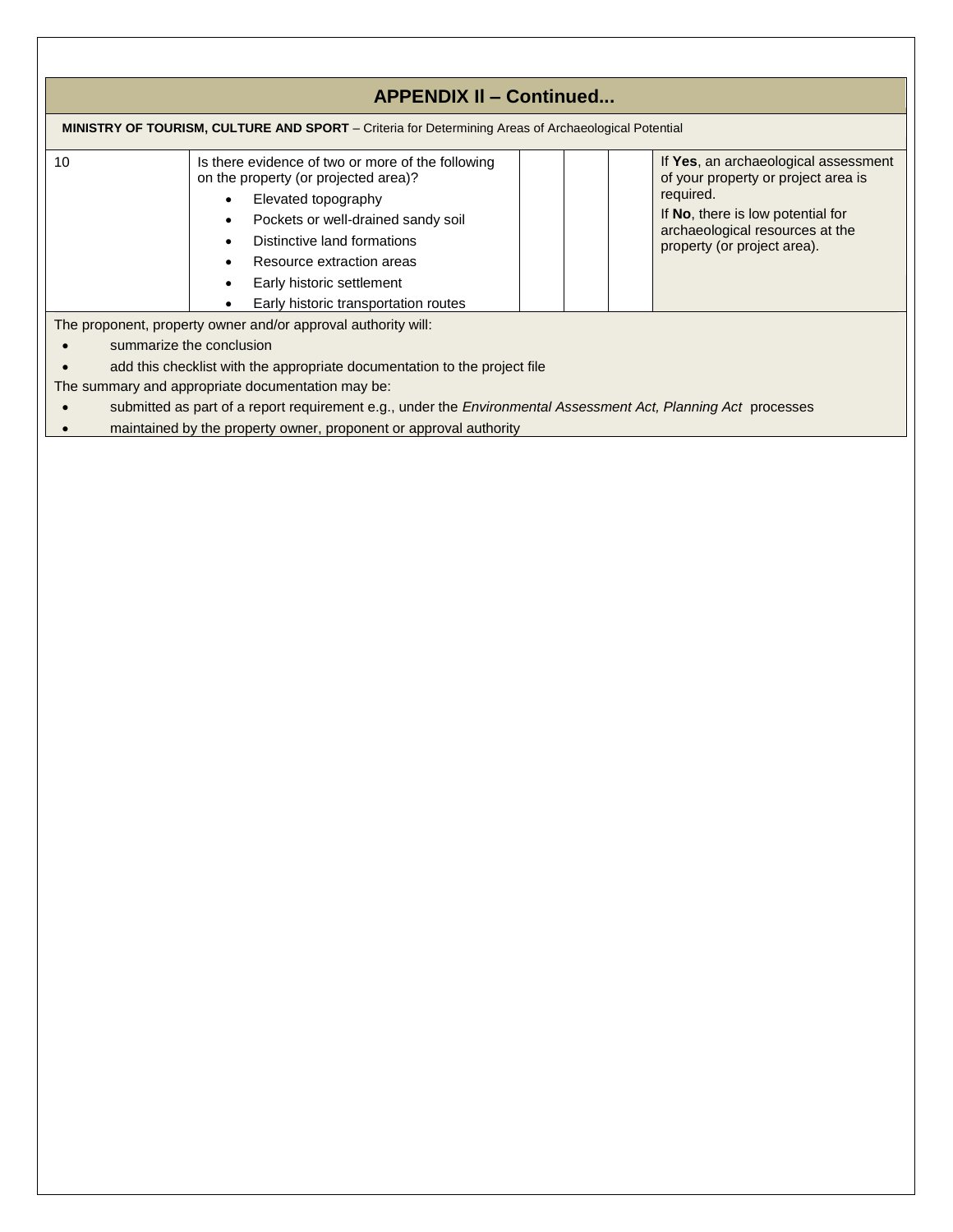## APPENDIX II – Continued...

**MINISTRY OF TOURISM, CULTURE AND SPORT** – Criteria for Determining Areas of Archaeological Potential

| | | | | | |
|---|---|---|---|---|---|
| 10 | Is there evidence of two or more of the following on the property (or projected area)?<br>• Elevated topography<br>• Pockets or well-drained sandy soil<br>• Distinctive land formations<br>• Resource extraction areas<br>• Early historic settlement<br>• Early historic transportation routes | | | | If **Yes**, an archaeological assessment of your property or project area is required.<br>If **No**, there is low potential for archaeological resources at the property (or project area). |

The proponent, property owner and/or approval authority will:

- summarize the conclusion
- add this checklist with the appropriate documentation to the project file

The summary and appropriate documentation may be:

- submitted as part of a report requirement e.g., under the *Environmental Assessment Act, Planning Act* processes
- maintained by the property owner, proponent or approval authority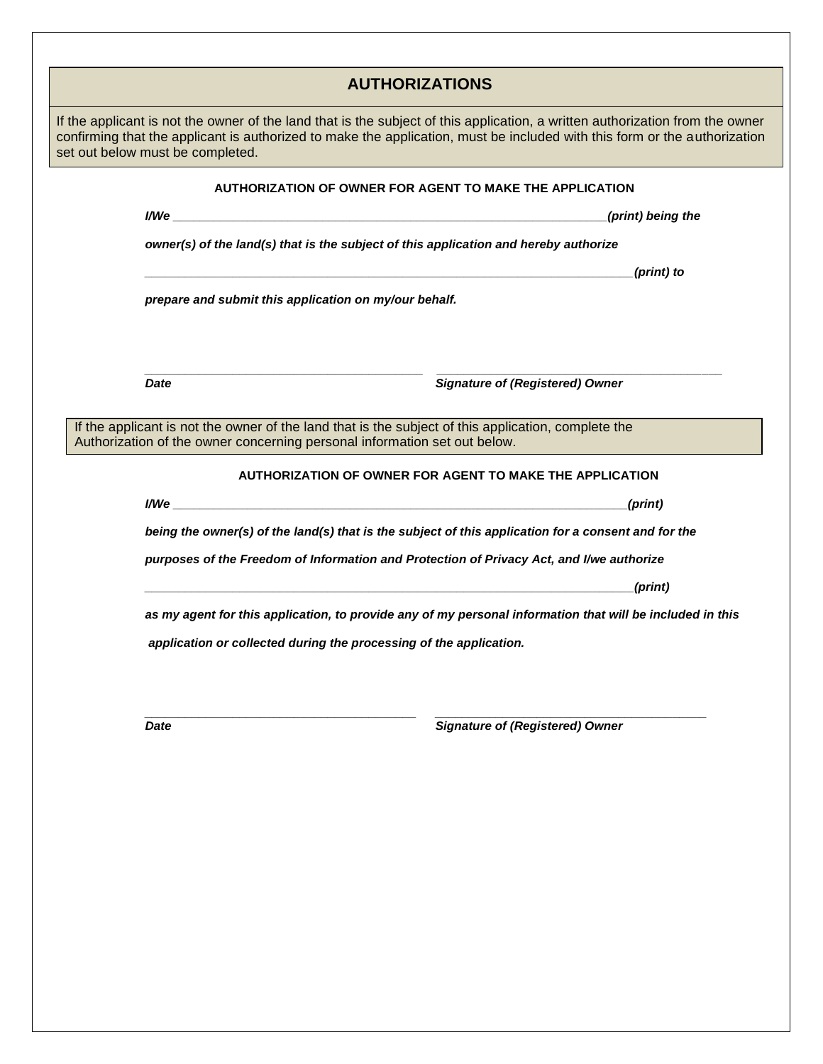## AUTHORIZATIONS

If the applicant is not the owner of the land that is the subject of this application, a written authorization from the owner confirming that the applicant is authorized to make the application, must be included with this form or the authorization set out below must be completed.

### AUTHORIZATION OF OWNER FOR AGENT TO MAKE THE APPLICATION

***I/We ___________________________________________________________________(print) being the***

***owner(s) of the land(s) that is the subject of this application and hereby authorize***

***___________________________________________________________________________(print) to***

***prepare and submit this application on my/our behalf.***

_____________________________________________ _____________________________________________

***Date*** ***Signature of (Registered) Owner***

If the applicant is not the owner of the land that is the subject of this application, complete the Authorization of the owner concerning personal information set out below.

### AUTHORIZATION OF OWNER FOR AGENT TO MAKE THE APPLICATION

***I/We ______________________________________________________________________(print)***

***being the owner(s) of the land(s) that is the subject of this application for a consent and for the***

***purposes of the Freedom of Information and Protection of Privacy Act, and I/we authorize***

***___________________________________________________________________________(print)***

***as my agent for this application, to provide any of my personal information that will be included in this***

***application or collected during the processing of the application.***

_____________________________________________ _____________________________________________

***Date*** ***Signature of (Registered) Owner***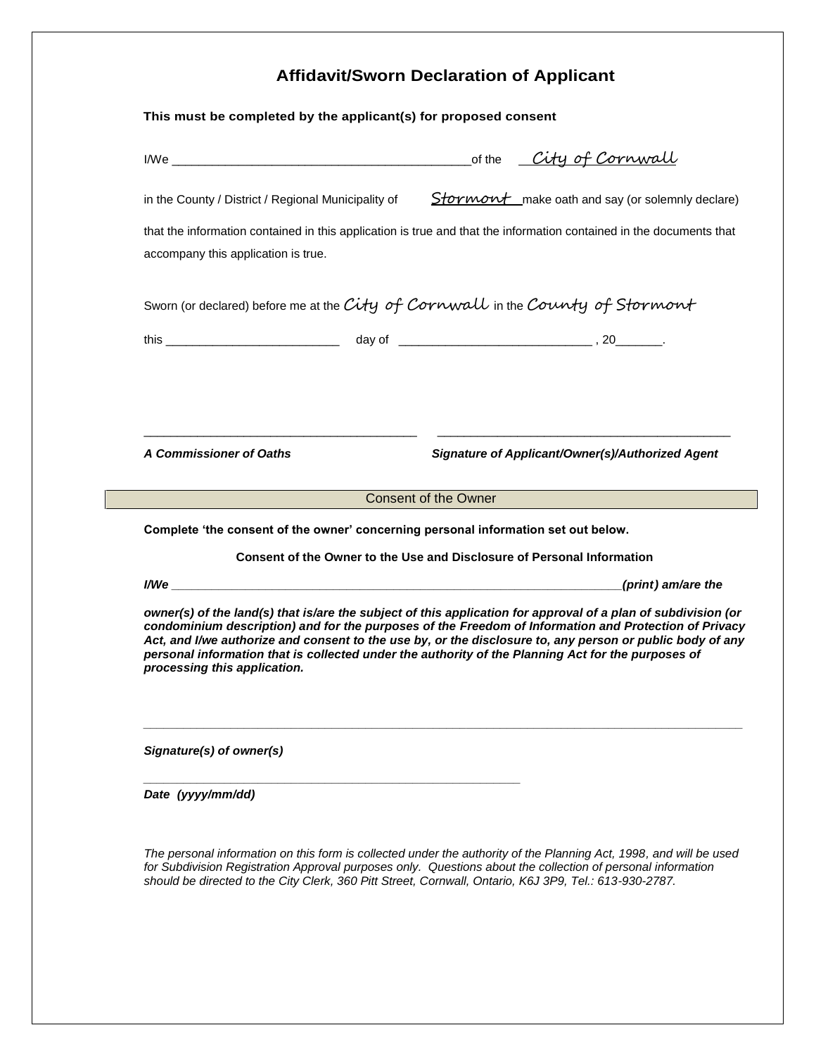## Affidavit/Sworn Declaration of Applicant

**This must be completed by the applicant(s) for proposed consent**

I/We _____________________________________________of the City of Cornwall

in the County / District / Regional Municipality of Stormont make oath and say (or solemnly declare)

that the information contained in this application is true and that the information contained in the documents that accompany this application is true.

Sworn (or declared) before me at the City of Cornwall in the County of Stormont

this __________________________ day of _____________________________ , 20_______.

_________________________________________ &nbsp;&nbsp;&nbsp; _________________________________________

***A Commissioner of Oaths*** &nbsp;&nbsp;&nbsp; ***Signature of Applicant/Owner(s)/Authorized Agent***

### Consent of the Owner

**Complete 'the consent of the owner' concerning personal information set out below.**

**Consent of the Owner to the Use and Disclosure of Personal Information**

***I/We _____________________________________________________________________(print) am/are the owner(s) of the land(s) that is/are the subject of this application for approval of a plan of subdivision (or condominium description) and for the purposes of the Freedom of Information and Protection of Privacy Act, and I/we authorize and consent to the use by, or the disclosure to, any person or public body of any personal information that is collected under the authority of the Planning Act for the purposes of processing this application.***

_____________________________________________________________________________________

***Signature(s) of owner(s)***

_________________________________________________________

***Date (yyyy/mm/dd)***

*The personal information on this form is collected under the authority of the Planning Act, 1998, and will be used for Subdivision Registration Approval purposes only. Questions about the collection of personal information should be directed to the City Clerk, 360 Pitt Street, Cornwall, Ontario, K6J 3P9, Tel.: 613-930-2787.*